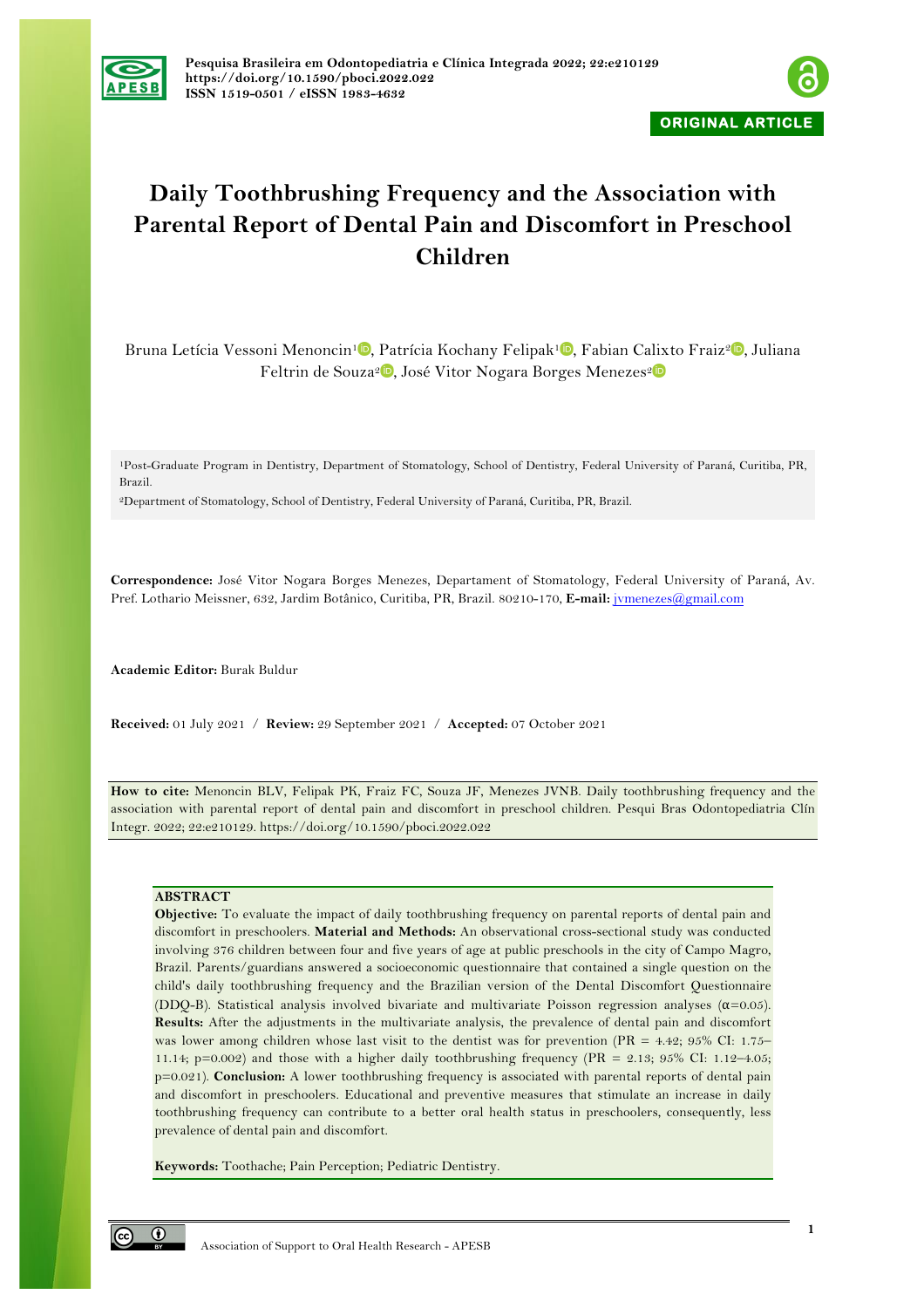ORIGINAL ARTICLE

# Daily Toothbrushing Frequency and the Association with Parental Report of Dental Pain and Discomfort in Preschool Children

Bruna Letícia Vessoni Menoncin[1], Patrícia Kochany Felipak[1], Fabian Calixto Fraiz[2], Juliana Feltrin de Souza[2], José Vitor Nogara Borges Menezes[2]

[1]Post-Graduate Program in Dentistry, Department of Stomatology, School of Dentistry, Federal University of Paraná, Curitiba, PR, Brazil.

[2]Department of Stomatology, School of Dentistry, Federal University of Paraná, Curitiba, PR, Brazil.

**Correspondence:** José Vitor Nogara Borges Menezes, Departament of Stomatology, Federal University of Paraná, Av. Pref. Lothario Meissner, 632, Jardim Botânico, Curitiba, PR, Brazil. 80210-170, **E-mail:** jvmenezes@gmail.com

**Academic Editor:** Burak Buldur

**Received:** 01 July 2021 / **Review:** 29 September 2021 / **Accepted:** 07 October 2021

**How to cite:** Menoncin BLV, Felipak PK, Fraiz FC, Souza JF, Menezes JVNB. Daily toothbrushing frequency and the association with parental report of dental pain and discomfort in preschool children. Pesqui Bras Odontopediatria Clín Integr. 2022; 22:e210129. https://doi.org/10.1590/pboci.2022.022

## ABSTRACT

**Objective:** To evaluate the impact of daily toothbrushing frequency on parental reports of dental pain and discomfort in preschoolers. **Material and Methods:** An observational cross-sectional study was conducted involving 376 children between four and five years of age at public preschools in the city of Campo Magro, Brazil. Parents/guardians answered a socioeconomic questionnaire that contained a single question on the child's daily toothbrushing frequency and the Brazilian version of the Dental Discomfort Questionnaire (DDQ-B). Statistical analysis involved bivariate and multivariate Poisson regression analyses ($\alpha$=0.05). **Results:** After the adjustments in the multivariate analysis, the prevalence of dental pain and discomfort was lower among children whose last visit to the dentist was for prevention (PR = 4.42; 95% CI: 1.75–11.14; p=0.002) and those with a higher daily toothbrushing frequency (PR = 2.13; 95% CI: 1.12–4.05; p=0.021). **Conclusion:** A lower toothbrushing frequency is associated with parental reports of dental pain and discomfort in preschoolers. Educational and preventive measures that stimulate an increase in daily toothbrushing frequency can contribute to a better oral health status in preschoolers, consequently, less prevalence of dental pain and discomfort.

**Keywords:** Toothache; Pain Perception; Pediatric Dentistry.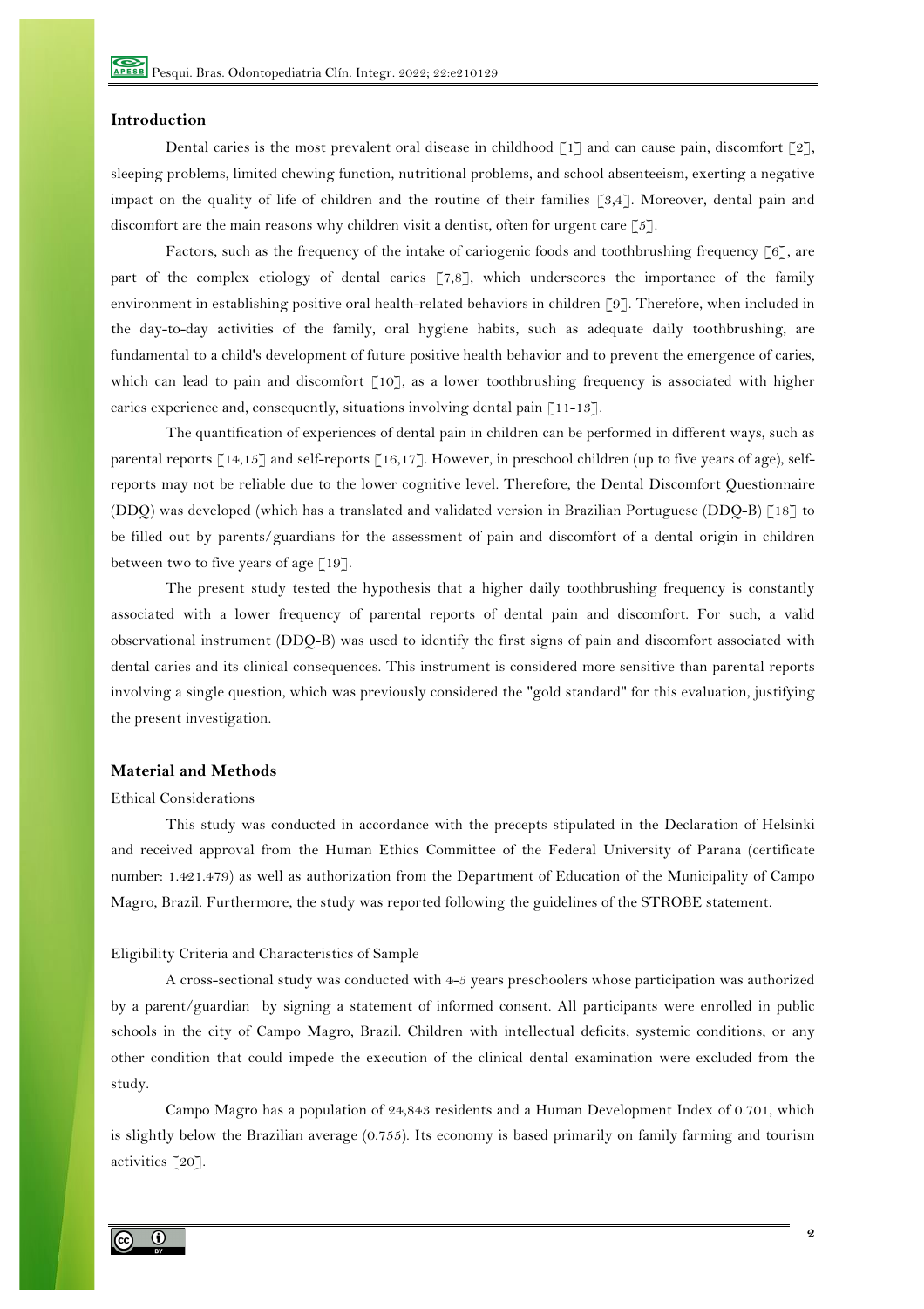## Introduction

Dental caries is the most prevalent oral disease in childhood [1] and can cause pain, discomfort [2], sleeping problems, limited chewing function, nutritional problems, and school absenteeism, exerting a negative impact on the quality of life of children and the routine of their families [3,4]. Moreover, dental pain and discomfort are the main reasons why children visit a dentist, often for urgent care [5].

Factors, such as the frequency of the intake of cariogenic foods and toothbrushing frequency [6], are part of the complex etiology of dental caries [7,8], which underscores the importance of the family environment in establishing positive oral health-related behaviors in children [9]. Therefore, when included in the day-to-day activities of the family, oral hygiene habits, such as adequate daily toothbrushing, are fundamental to a child's development of future positive health behavior and to prevent the emergence of caries, which can lead to pain and discomfort [10], as a lower toothbrushing frequency is associated with higher caries experience and, consequently, situations involving dental pain [11-13].

The quantification of experiences of dental pain in children can be performed in different ways, such as parental reports [14,15] and self-reports [16,17]. However, in preschool children (up to five years of age), self-reports may not be reliable due to the lower cognitive level. Therefore, the Dental Discomfort Questionnaire (DDQ) was developed (which has a translated and validated version in Brazilian Portuguese (DDQ-B) [18] to be filled out by parents/guardians for the assessment of pain and discomfort of a dental origin in children between two to five years of age [19].

The present study tested the hypothesis that a higher daily toothbrushing frequency is constantly associated with a lower frequency of parental reports of dental pain and discomfort. For such, a valid observational instrument (DDQ-B) was used to identify the first signs of pain and discomfort associated with dental caries and its clinical consequences. This instrument is considered more sensitive than parental reports involving a single question, which was previously considered the "gold standard" for this evaluation, justifying the present investigation.

## Material and Methods

### Ethical Considerations

This study was conducted in accordance with the precepts stipulated in the Declaration of Helsinki and received approval from the Human Ethics Committee of the Federal University of Parana (certificate number: 1.421.479) as well as authorization from the Department of Education of the Municipality of Campo Magro, Brazil. Furthermore, the study was reported following the guidelines of the STROBE statement.

### Eligibility Criteria and Characteristics of Sample

A cross-sectional study was conducted with 4-5 years preschoolers whose participation was authorized by a parent/guardian by signing a statement of informed consent. All participants were enrolled in public schools in the city of Campo Magro, Brazil. Children with intellectual deficits, systemic conditions, or any other condition that could impede the execution of the clinical dental examination were excluded from the study.

Campo Magro has a population of 24,843 residents and a Human Development Index of 0.701, which is slightly below the Brazilian average (0.755). Its economy is based primarily on family farming and tourism activities [20].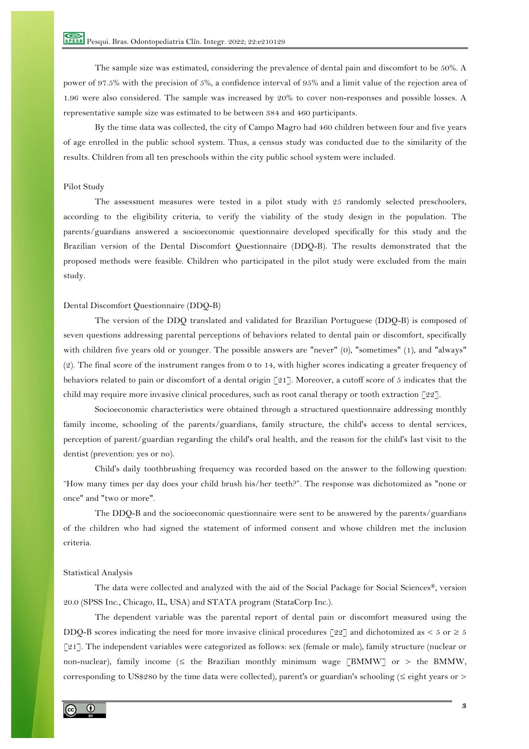The sample size was estimated, considering the prevalence of dental pain and discomfort to be 50%. A power of 97.5% with the precision of 5%, a confidence interval of 95% and a limit value of the rejection area of 1.96 were also considered. The sample was increased by 20% to cover non-responses and possible losses. A representative sample size was estimated to be between 384 and 460 participants.

By the time data was collected, the city of Campo Magro had 460 children between four and five years of age enrolled in the public school system. Thus, a census study was conducted due to the similarity of the results. Children from all ten preschools within the city public school system were included.

### Pilot Study

The assessment measures were tested in a pilot study with 25 randomly selected preschoolers, according to the eligibility criteria, to verify the viability of the study design in the population. The parents/guardians answered a socioeconomic questionnaire developed specifically for this study and the Brazilian version of the Dental Discomfort Questionnaire (DDQ-B). The results demonstrated that the proposed methods were feasible. Children who participated in the pilot study were excluded from the main study.

### Dental Discomfort Questionnaire (DDQ-B)

The version of the DDQ translated and validated for Brazilian Portuguese (DDQ-B) is composed of seven questions addressing parental perceptions of behaviors related to dental pain or discomfort, specifically with children five years old or younger. The possible answers are "never" (0), "sometimes" (1), and "always" (2). The final score of the instrument ranges from 0 to 14, with higher scores indicating a greater frequency of behaviors related to pain or discomfort of a dental origin [21]. Moreover, a cutoff score of 5 indicates that the child may require more invasive clinical procedures, such as root canal therapy or tooth extraction [22].

Socioeconomic characteristics were obtained through a structured questionnaire addressing monthly family income, schooling of the parents/guardians, family structure, the child's access to dental services, perception of parent/guardian regarding the child's oral health, and the reason for the child's last visit to the dentist (prevention: yes or no).

Child's daily toothbrushing frequency was recorded based on the answer to the following question: "How many times per day does your child brush his/her teeth?". The response was dichotomized as "none or once" and "two or more".

The DDQ-B and the socioeconomic questionnaire were sent to be answered by the parents/guardians of the children who had signed the statement of informed consent and whose children met the inclusion criteria.

### Statistical Analysis

The data were collected and analyzed with the aid of the Social Package for Social Sciences®, version 20.0 (SPSS Inc., Chicago, IL, USA) and STATA program (StataCorp Inc.).

The dependent variable was the parental report of dental pain or discomfort measured using the DDQ-B scores indicating the need for more invasive clinical procedures [22] and dichotomized as $< 5$ or $\geq 5$ [21]. The independent variables were categorized as follows: sex (female or male), family structure (nuclear or non-nuclear), family income ($\leq$ the Brazilian monthly minimum wage [BMMW] or $>$ the BMMW, corresponding to US$280 by the time data were collected), parent's or guardian's schooling ($\leq$ eight years or $>$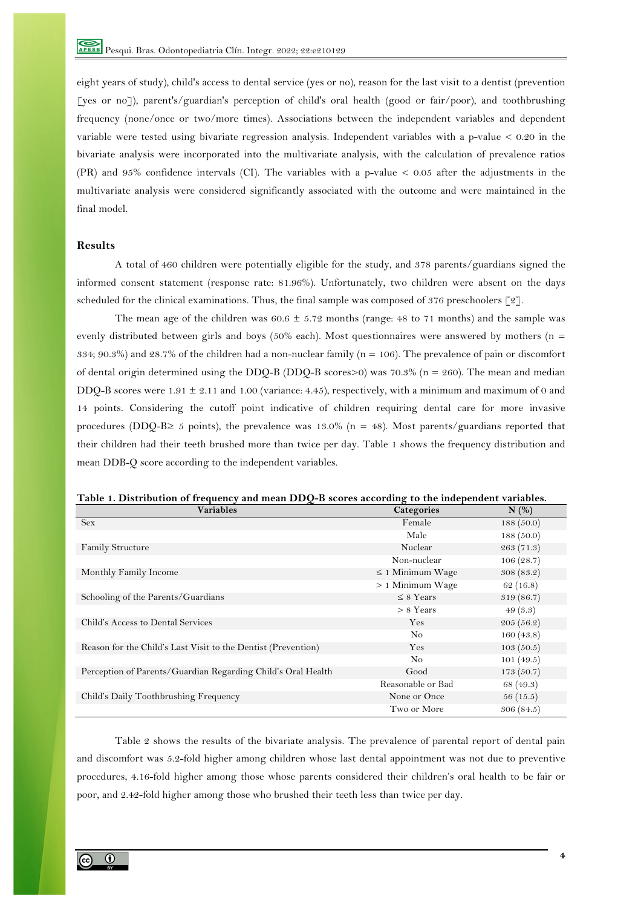eight years of study), child's access to dental service (yes or no), reason for the last visit to a dentist (prevention [yes or no]), parent's/guardian's perception of child's oral health (good or fair/poor), and toothbrushing frequency (none/once or two/more times). Associations between the independent variables and dependent variable were tested using bivariate regression analysis. Independent variables with a p-value < 0.20 in the bivariate analysis were incorporated into the multivariate analysis, with the calculation of prevalence ratios (PR) and 95% confidence intervals (CI). The variables with a p-value < 0.05 after the adjustments in the multivariate analysis were considered significantly associated with the outcome and were maintained in the final model.

## Results

A total of 460 children were potentially eligible for the study, and 378 parents/guardians signed the informed consent statement (response rate: 81.96%). Unfortunately, two children were absent on the days scheduled for the clinical examinations. Thus, the final sample was composed of 376 preschoolers [2].

The mean age of the children was 60.6 ± 5.72 months (range: 48 to 71 months) and the sample was evenly distributed between girls and boys (50% each). Most questionnaires were answered by mothers (n = 334; 90.3%) and 28.7% of the children had a non-nuclear family (n = 106). The prevalence of pain or discomfort of dental origin determined using the DDQ-B (DDQ-B scores>0) was 70.3% (n = 260). The mean and median DDQ-B scores were 1.91 ± 2.11 and 1.00 (variance: 4.45), respectively, with a minimum and maximum of 0 and 14 points. Considering the cutoff point indicative of children requiring dental care for more invasive procedures (DDQ-B≥ 5 points), the prevalence was 13.0% (n = 48). Most parents/guardians reported that their children had their teeth brushed more than twice per day. Table 1 shows the frequency distribution and mean DDB-Q score according to the independent variables.

**Table 1. Distribution of frequency and mean DDQ-B scores according to the independent variables.**

| Variables | Categories | N (%) |
|---|---|---|
| Sex | Female | 188 (50.0) |
| | Male | 188 (50.0) |
| Family Structure | Nuclear | 263 (71.3) |
| | Non-nuclear | 106 (28.7) |
| Monthly Family Income | ≤ 1 Minimum Wage | 308 (83.2) |
| | > 1 Minimum Wage | 62 (16.8) |
| Schooling of the Parents/Guardians | ≤ 8 Years | 319 (86.7) |
| | > 8 Years | 49 (3.3) |
| Child's Access to Dental Services | Yes | 205 (56.2) |
| | No | 160 (43.8) |
| Reason for the Child's Last Visit to the Dentist (Prevention) | Yes | 103 (50.5) |
| | No | 101 (49.5) |
| Perception of Parents/Guardian Regarding Child's Oral Health | Good | 173 (50.7) |
| | Reasonable or Bad | 68 (49.3) |
| Child's Daily Toothbrushing Frequency | None or Once | 56 (15.5) |
| | Two or More | 306 (84.5) |

Table 2 shows the results of the bivariate analysis. The prevalence of parental report of dental pain and discomfort was 5.2-fold higher among children whose last dental appointment was not due to preventive procedures, 4.16-fold higher among those whose parents considered their children's oral health to be fair or poor, and 2.42-fold higher among those who brushed their teeth less than twice per day.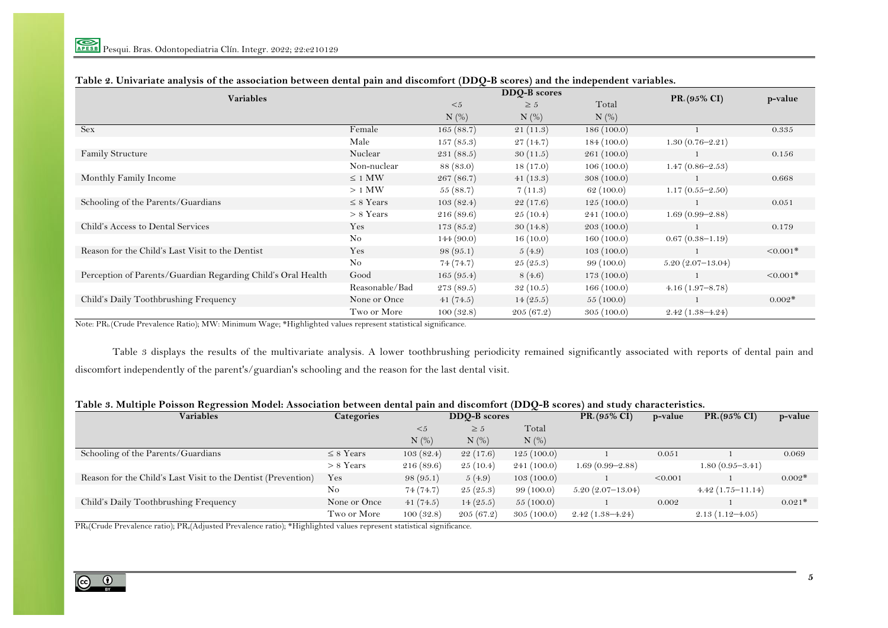**Table 2. Univariate analysis of the association between dental pain and discomfort (DDQ-B scores) and the independent variables.**

| Variables | | DDQ-B scores | | | $PR_c$ (95% CI) | p-value |
|---|---|---|---|---|---|---|
| | | <5 | ≥ 5 | Total | | |
| | | N (%) | N (%) | N (%) | | |
| Sex | Female | 165 (88.7) | 21 (11.3) | 186 (100.0) | 1 | 0.335 |
| | Male | 157 (85.3) | 27 (14.7) | 184 (100.0) | 1.30 (0.76–2.21) | |
| Family Structure | Nuclear | 231 (88.5) | 30 (11.5) | 261 (100.0) | 1 | 0.156 |
| | Non-nuclear | 88 (83.0) | 18 (17.0) | 106 (100.0) | 1.47 (0.86–2.53) | |
| Monthly Family Income | ≤ 1 MW | 267 (86.7) | 41 (13.3) | 308 (100.0) | 1 | 0.668 |
| | > 1 MW | 55 (88.7) | 7 (11.3) | 62 (100.0) | 1.17 (0.55–2.50) | |
| Schooling of the Parents/Guardians | ≤ 8 Years | 103 (82.4) | 22 (17.6) | 125 (100.0) | 1 | 0.051 |
| | > 8 Years | 216 (89.6) | 25 (10.4) | 241 (100.0) | 1.69 (0.99–2.88) | |
| Child's Access to Dental Services | Yes | 173 (85.2) | 30 (14.8) | 203 (100.0) | 1 | 0.179 |
| | No | 144 (90.0) | 16 (10.0) | 160 (100.0) | 0.67 (0.38–1.19) | |
| Reason for the Child's Last Visit to the Dentist | Yes | 98 (95.1) | 5 (4.9) | 103 (100.0) | 1 | <0.001* |
| | No | 74 (74.7) | 25 (25.3) | 99 (100.0) | 5.20 (2.07–13.04) | |
| Perception of Parents/Guardian Regarding Child's Oral Health | Good | 165 (95.4) | 8 (4.6) | 173 (100.0) | 1 | <0.001* |
| | Reasonable/Bad | 273 (89.5) | 32 (10.5) | 166 (100.0) | 4.16 (1.97–8.78) | |
| Child's Daily Toothbrushing Frequency | None or Once | 41 (74.5) | 14 (25.5) | 55 (100.0) | 1 | 0.002* |
| | Two or More | 100 (32.8) | 205 (67.2) | 305 (100.0) | 2.42 (1.38–4.24) | |

Note: $PR_b$ (Crude Prevalence Ratio); MW: Minimum Wage; *Highlighted values represent statistical significance.

Table 3 displays the results of the multivariate analysis. A lower toothbrushing periodicity remained significantly associated with reports of dental pain and discomfort independently of the parent's/guardian's schooling and the reason for the last dental visit.

**Table 3. Multiple Poisson Regression Model: Association between dental pain and discomfort (DDQ-B scores) and study characteristics.**

| Variables | Categories | DDQ-B scores | | | $PR_c$ (95% CI) | p-value | $PR_a$ (95% CI) | p-value |
|---|---|---|---|---|---|---|---|---|
| | | <5 | ≥ 5 | Total | | | | |
| | | N (%) | N (%) | N (%) | | | | |
| Schooling of the Parents/Guardians | ≤ 8 Years | 103 (82.4) | 22 (17.6) | 125 (100.0) | 1 | 0.051 | 1 | 0.069 |
| | > 8 Years | 216 (89.6) | 25 (10.4) | 241 (100.0) | 1.69 (0.99–2.88) | | 1.80 (0.95–3.41) | |
| Reason for the Child's Last Visit to the Dentist (Prevention) | Yes | 98 (95.1) | 5 (4.9) | 103 (100.0) | 1 | <0.001 | 1 | 0.002* |
| | No | 74 (74.7) | 25 (25.3) | 99 (100.0) | 5.20 (2.07–13.04) | | 4.42 (1.75–11.14) | |
| Child's Daily Toothbrushing Frequency | None or Once | 41 (74.5) | 14 (25.5) | 55 (100.0) | 1 | 0.002 | 1 | 0.021* |
| | Two or More | 100 (32.8) | 205 (67.2) | 305 (100.0) | 2.42 (1.38–4.24) | | 2.13 (1.12–4.05) | |

$PR_b$ (Crude Prevalence ratio); $PR_a$ (Adjusted Prevalence ratio); *Highlighted values represent statistical significance.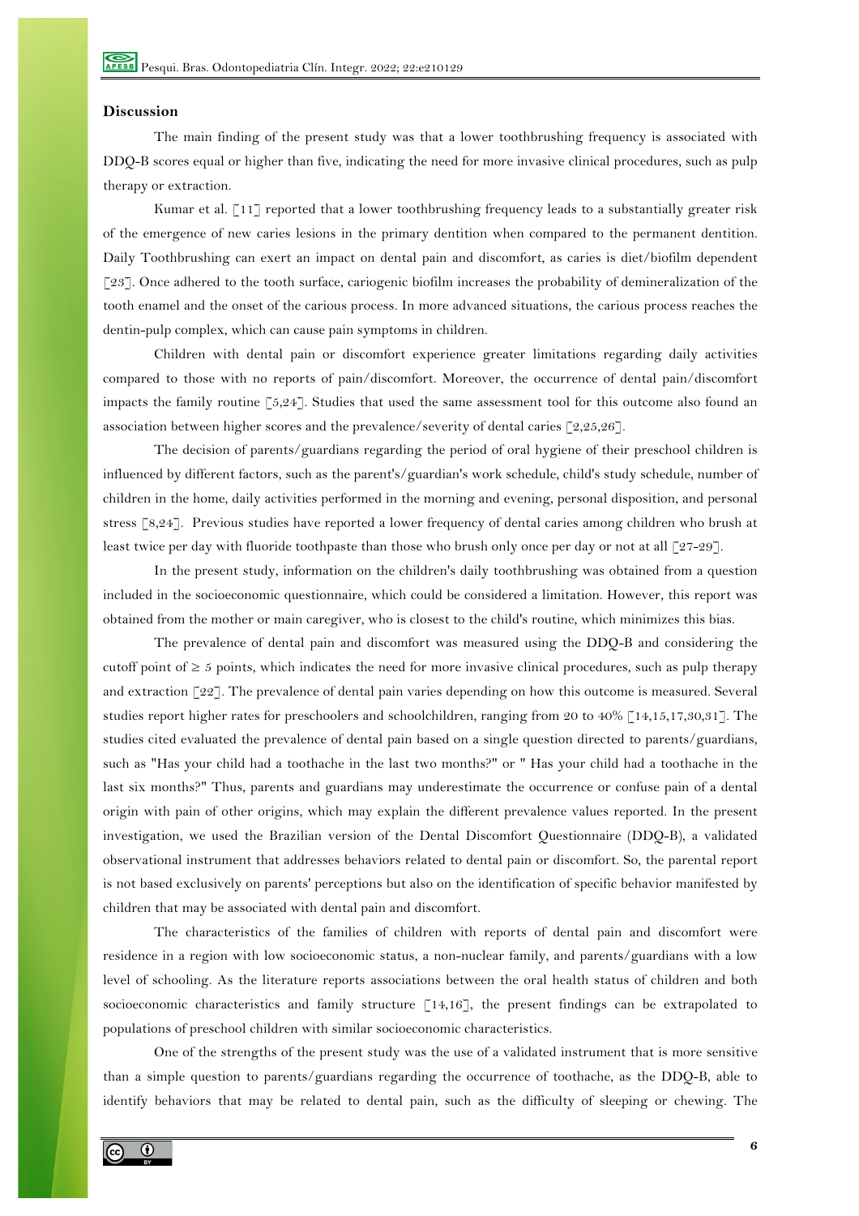## Discussion

The main finding of the present study was that a lower toothbrushing frequency is associated with DDQ-B scores equal or higher than five, indicating the need for more invasive clinical procedures, such as pulp therapy or extraction.

Kumar et al. [11] reported that a lower toothbrushing frequency leads to a substantially greater risk of the emergence of new caries lesions in the primary dentition when compared to the permanent dentition. Daily Toothbrushing can exert an impact on dental pain and discomfort, as caries is diet/biofilm dependent [23]. Once adhered to the tooth surface, cariogenic biofilm increases the probability of demineralization of the tooth enamel and the onset of the carious process. In more advanced situations, the carious process reaches the dentin-pulp complex, which can cause pain symptoms in children.

Children with dental pain or discomfort experience greater limitations regarding daily activities compared to those with no reports of pain/discomfort. Moreover, the occurrence of dental pain/discomfort impacts the family routine [5,24]. Studies that used the same assessment tool for this outcome also found an association between higher scores and the prevalence/severity of dental caries [2,25,26].

The decision of parents/guardians regarding the period of oral hygiene of their preschool children is influenced by different factors, such as the parent's/guardian's work schedule, child's study schedule, number of children in the home, daily activities performed in the morning and evening, personal disposition, and personal stress [8,24]. Previous studies have reported a lower frequency of dental caries among children who brush at least twice per day with fluoride toothpaste than those who brush only once per day or not at all [27-29].

In the present study, information on the children's daily toothbrushing was obtained from a question included in the socioeconomic questionnaire, which could be considered a limitation. However, this report was obtained from the mother or main caregiver, who is closest to the child's routine, which minimizes this bias.

The prevalence of dental pain and discomfort was measured using the DDQ-B and considering the cutoff point of ≥ 5 points, which indicates the need for more invasive clinical procedures, such as pulp therapy and extraction [22]. The prevalence of dental pain varies depending on how this outcome is measured. Several studies report higher rates for preschoolers and schoolchildren, ranging from 20 to 40% [14,15,17,30,31]. The studies cited evaluated the prevalence of dental pain based on a single question directed to parents/guardians, such as "Has your child had a toothache in the last two months?" or " Has your child had a toothache in the last six months?" Thus, parents and guardians may underestimate the occurrence or confuse pain of a dental origin with pain of other origins, which may explain the different prevalence values reported. In the present investigation, we used the Brazilian version of the Dental Discomfort Questionnaire (DDQ-B), a validated observational instrument that addresses behaviors related to dental pain or discomfort. So, the parental report is not based exclusively on parents' perceptions but also on the identification of specific behavior manifested by children that may be associated with dental pain and discomfort.

The characteristics of the families of children with reports of dental pain and discomfort were residence in a region with low socioeconomic status, a non-nuclear family, and parents/guardians with a low level of schooling. As the literature reports associations between the oral health status of children and both socioeconomic characteristics and family structure [14,16], the present findings can be extrapolated to populations of preschool children with similar socioeconomic characteristics.

One of the strengths of the present study was the use of a validated instrument that is more sensitive than a simple question to parents/guardians regarding the occurrence of toothache, as the DDQ-B, able to identify behaviors that may be related to dental pain, such as the difficulty of sleeping or chewing. The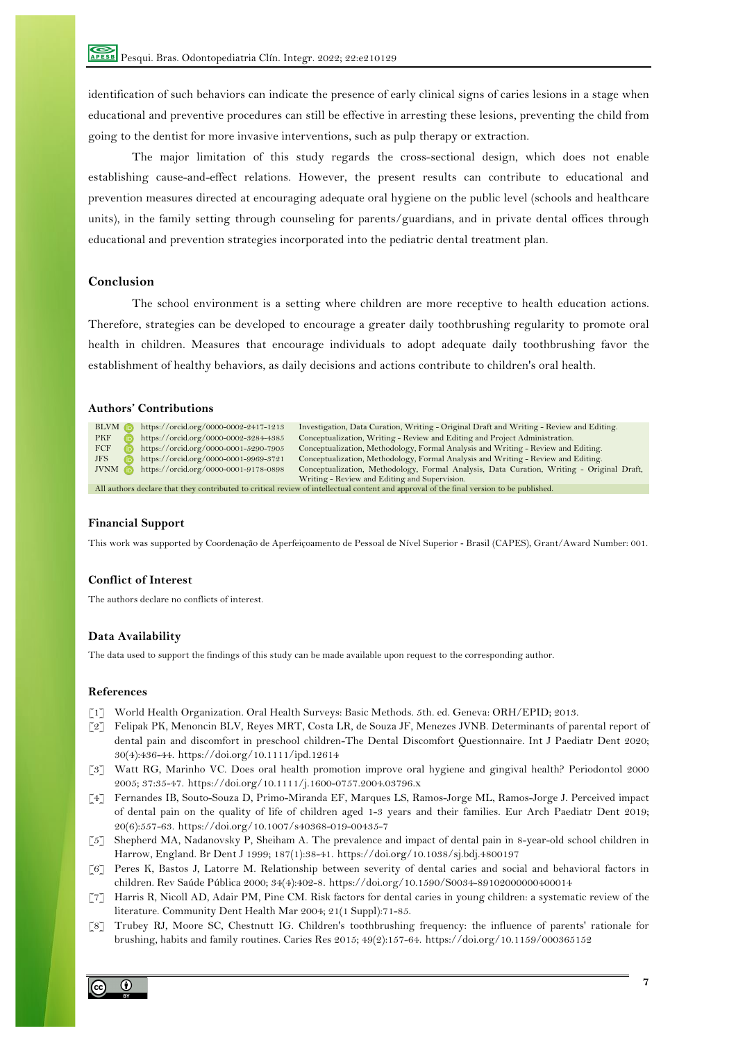identification of such behaviors can indicate the presence of early clinical signs of caries lesions in a stage when educational and preventive procedures can still be effective in arresting these lesions, preventing the child from going to the dentist for more invasive interventions, such as pulp therapy or extraction.

The major limitation of this study regards the cross-sectional design, which does not enable establishing cause-and-effect relations. However, the present results can contribute to educational and prevention measures directed at encouraging adequate oral hygiene on the public level (schools and healthcare units), in the family setting through counseling for parents/guardians, and in private dental offices through educational and prevention strategies incorporated into the pediatric dental treatment plan.

## Conclusion

The school environment is a setting where children are more receptive to health education actions. Therefore, strategies can be developed to encourage a greater daily toothbrushing regularity to promote oral health in children. Measures that encourage individuals to adopt adequate daily toothbrushing favor the establishment of healthy behaviors, as daily decisions and actions contribute to children's oral health.

## Authors' Contributions

| | | |
|---|---|---|
| BLVM | https://orcid.org/0000-0002-2417-1213 | Investigation, Data Curation, Writing - Original Draft and Writing - Review and Editing. |
| PKF | https://orcid.org/0000-0002-3284-4385 | Conceptualization, Writing - Review and Editing and Project Administration. |
| FCF | https://orcid.org/0000-0001-5290-7905 | Conceptualization, Methodology, Formal Analysis and Writing - Review and Editing. |
| JFS | https://orcid.org/0000-0001-9969-3721 | Conceptualization, Methodology, Formal Analysis and Writing - Review and Editing. |
| JVNM | https://orcid.org/0000-0001-9178-0898 | Conceptualization, Methodology, Formal Analysis, Data Curation, Writing - Original Draft, Writing - Review and Editing and Supervision. |

All authors declare that they contributed to critical review of intellectual content and approval of the final version to be published.

## Financial Support

This work was supported by Coordenação de Aperfeiçoamento de Pessoal de Nível Superior - Brasil (CAPES), Grant/Award Number: 001.

## Conflict of Interest

The authors declare no conflicts of interest.

## Data Availability

The data used to support the findings of this study can be made available upon request to the corresponding author.

## References

[1] World Health Organization. Oral Health Surveys: Basic Methods. 5th. ed. Geneva: ORH/EPID; 2013.

[2] Felipak PK, Menoncin BLV, Reyes MRT, Costa LR, de Souza JF, Menezes JVNB. Determinants of parental report of dental pain and discomfort in preschool children-The Dental Discomfort Questionnaire. Int J Paediatr Dent 2020; 30(4):436-44. https://doi.org/10.1111/ipd.12614

[3] Watt RG, Marinho VC. Does oral health promotion improve oral hygiene and gingival health? Periodontol 2000 2005; 37:35-47. https://doi.org/10.1111/j.1600-0757.2004.03796.x

[4] Fernandes IB, Souto-Souza D, Primo-Miranda EF, Marques LS, Ramos-Jorge ML, Ramos-Jorge J. Perceived impact of dental pain on the quality of life of children aged 1-3 years and their families. Eur Arch Paediatr Dent 2019; 20(6):557-63. https://doi.org/10.1007/s40368-019-00435-7

[5] Shepherd MA, Nadanovsky P, Sheiham A. The prevalence and impact of dental pain in 8-year-old school children in Harrow, England. Br Dent J 1999; 187(1):38-41. https://doi.org/10.1038/sj.bdj.4800197

[6] Peres K, Bastos J, Latorre M. Relationship between severity of dental caries and social and behavioral factors in children. Rev Saúde Pública 2000; 34(4):402-8. https://doi.org/10.1590/S0034-89102000000400014

[7] Harris R, Nicoll AD, Adair PM, Pine CM. Risk factors for dental caries in young children: a systematic review of the literature. Community Dent Health Mar 2004; 21(1 Suppl):71-85.

[8] Trubey RJ, Moore SC, Chestnutt IG. Children's toothbrushing frequency: the influence of parents' rationale for brushing, habits and family routines. Caries Res 2015; 49(2):157-64. https://doi.org/10.1159/000365152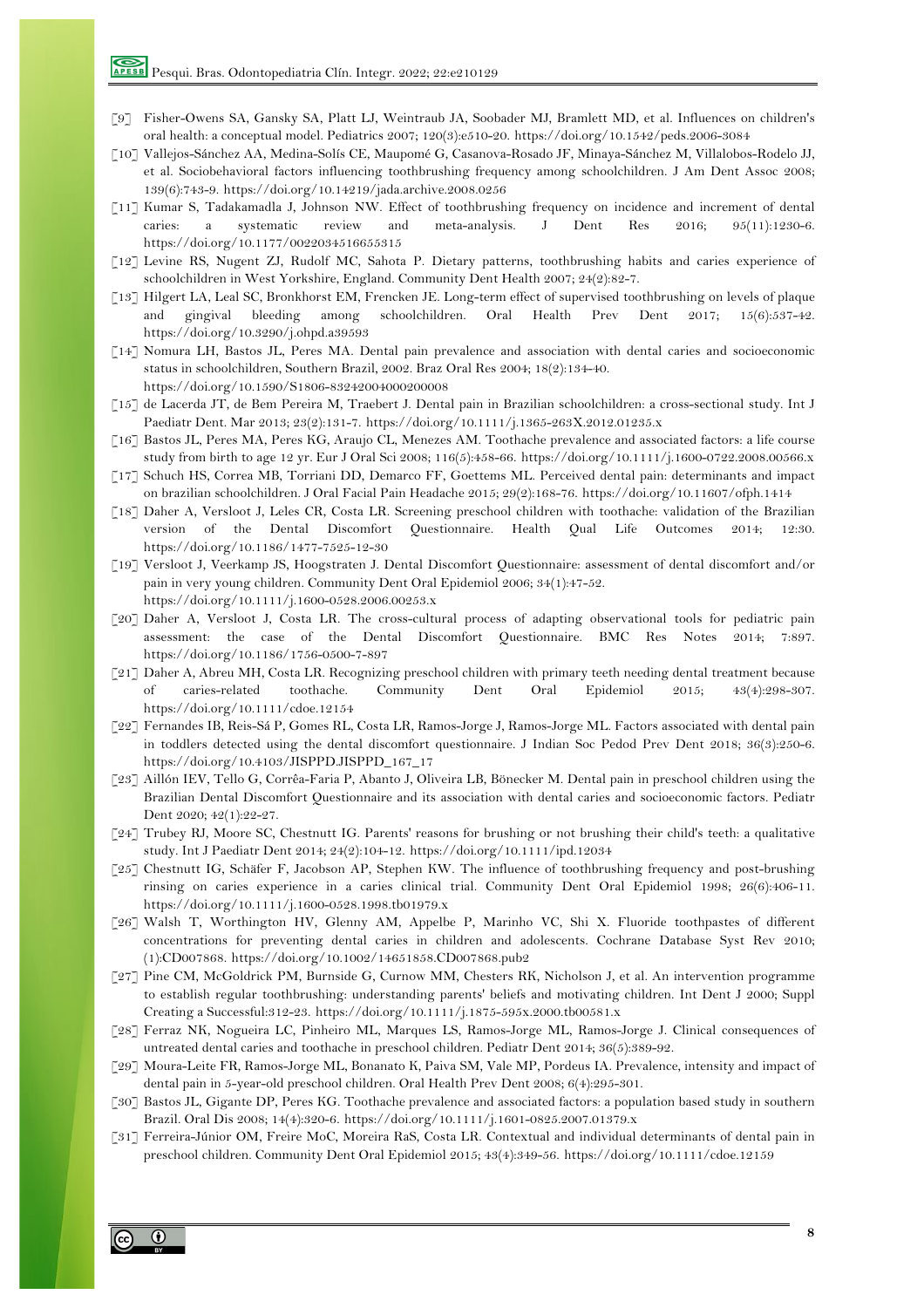[9] Fisher-Owens SA, Gansky SA, Platt LJ, Weintraub JA, Soobader MJ, Bramlett MD, et al. Influences on children's oral health: a conceptual model. Pediatrics 2007; 120(3):e510-20. https://doi.org/10.1542/peds.2006-3084

[10] Vallejos-Sánchez AA, Medina-Solís CE, Maupomé G, Casanova-Rosado JF, Minaya-Sánchez M, Villalobos-Rodelo JJ, et al. Sociobehavioral factors influencing toothbrushing frequency among schoolchildren. J Am Dent Assoc 2008; 139(6):743-9. https://doi.org/10.14219/jada.archive.2008.0256

[11] Kumar S, Tadakamadla J, Johnson NW. Effect of toothbrushing frequency on incidence and increment of dental caries: a systematic review and meta-analysis. J Dent Res 2016; 95(11):1230-6. https://doi.org/10.1177/0022034516655315

[12] Levine RS, Nugent ZJ, Rudolf MC, Sahota P. Dietary patterns, toothbrushing habits and caries experience of schoolchildren in West Yorkshire, England. Community Dent Health 2007; 24(2):82-7.

[13] Hilgert LA, Leal SC, Bronkhorst EM, Frencken JE. Long-term effect of supervised toothbrushing on levels of plaque and gingival bleeding among schoolchildren. Oral Health Prev Dent 2017; 15(6):537-42. https://doi.org/10.3290/j.ohpd.a39593

[14] Nomura LH, Bastos JL, Peres MA. Dental pain prevalence and association with dental caries and socioeconomic status in schoolchildren, Southern Brazil, 2002. Braz Oral Res 2004; 18(2):134-40. https://doi.org/10.1590/S1806-83242004000200008

[15] de Lacerda JT, de Bem Pereira M, Traebert J. Dental pain in Brazilian schoolchildren: a cross-sectional study. Int J Paediatr Dent. Mar 2013; 23(2):131-7. https://doi.org/10.1111/j.1365-263X.2012.01235.x

[16] Bastos JL, Peres MA, Peres KG, Araujo CL, Menezes AM. Toothache prevalence and associated factors: a life course study from birth to age 12 yr. Eur J Oral Sci 2008; 116(5):458-66. https://doi.org/10.1111/j.1600-0722.2008.00566.x

[17] Schuch HS, Correa MB, Torriani DD, Demarco FF, Goettems ML. Perceived dental pain: determinants and impact on brazilian schoolchildren. J Oral Facial Pain Headache 2015; 29(2):168-76. https://doi.org/10.11607/ofph.1414

[18] Daher A, Versloot J, Leles CR, Costa LR. Screening preschool children with toothache: validation of the Brazilian version of the Dental Discomfort Questionnaire. Health Qual Life Outcomes 2014; 12:30. https://doi.org/10.1186/1477-7525-12-30

[19] Versloot J, Veerkamp JS, Hoogstraten J. Dental Discomfort Questionnaire: assessment of dental discomfort and/or pain in very young children. Community Dent Oral Epidemiol 2006; 34(1):47-52. https://doi.org/10.1111/j.1600-0528.2006.00253.x

[20] Daher A, Versloot J, Costa LR. The cross-cultural process of adapting observational tools for pediatric pain assessment: the case of the Dental Discomfort Questionnaire. BMC Res Notes 2014; 7:897. https://doi.org/10.1186/1756-0500-7-897

[21] Daher A, Abreu MH, Costa LR. Recognizing preschool children with primary teeth needing dental treatment because of caries-related toothache. Community Dent Oral Epidemiol 2015; 43(4):298-307. https://doi.org/10.1111/cdoe.12154

[22] Fernandes IB, Reis-Sá P, Gomes RL, Costa LR, Ramos-Jorge J, Ramos-Jorge ML. Factors associated with dental pain in toddlers detected using the dental discomfort questionnaire. J Indian Soc Pedod Prev Dent 2018; 36(3):250-6. https://doi.org/10.4103/JISPPD.JISPPD_167_17

[23] Aillón IEV, Tello G, Corrêa-Faria P, Abanto J, Oliveira LB, Bönecker M. Dental pain in preschool children using the Brazilian Dental Discomfort Questionnaire and its association with dental caries and socioeconomic factors. Pediatr Dent 2020; 42(1):22-27.

[24] Trubey RJ, Moore SC, Chestnutt IG. Parents' reasons for brushing or not brushing their child's teeth: a qualitative study. Int J Paediatr Dent 2014; 24(2):104-12. https://doi.org/10.1111/ipd.12034

[25] Chestnutt IG, Schäfer F, Jacobson AP, Stephen KW. The influence of toothbrushing frequency and post-brushing rinsing on caries experience in a caries clinical trial. Community Dent Oral Epidemiol 1998; 26(6):406-11. https://doi.org/10.1111/j.1600-0528.1998.tb01979.x

[26] Walsh T, Worthington HV, Glenny AM, Appelbe P, Marinho VC, Shi X. Fluoride toothpastes of different concentrations for preventing dental caries in children and adolescents. Cochrane Database Syst Rev 2010; (1):CD007868. https://doi.org/10.1002/14651858.CD007868.pub2

[27] Pine CM, McGoldrick PM, Burnside G, Curnow MM, Chesters RK, Nicholson J, et al. An intervention programme to establish regular toothbrushing: understanding parents' beliefs and motivating children. Int Dent J 2000; Suppl Creating a Successful:312-23. https://doi.org/10.1111/j.1875-595x.2000.tb00581.x

[28] Ferraz NK, Nogueira LC, Pinheiro ML, Marques LS, Ramos-Jorge ML, Ramos-Jorge J. Clinical consequences of untreated dental caries and toothache in preschool children. Pediatr Dent 2014; 36(5):389-92.

[29] Moura-Leite FR, Ramos-Jorge ML, Bonanato K, Paiva SM, Vale MP, Pordeus IA. Prevalence, intensity and impact of dental pain in 5-year-old preschool children. Oral Health Prev Dent 2008; 6(4):295-301.

[30] Bastos JL, Gigante DP, Peres KG. Toothache prevalence and associated factors: a population based study in southern Brazil. Oral Dis 2008; 14(4):320-6. https://doi.org/10.1111/j.1601-0825.2007.01379.x

[31] Ferreira-Júnior OM, Freire MoC, Moreira RaS, Costa LR. Contextual and individual determinants of dental pain in preschool children. Community Dent Oral Epidemiol 2015; 43(4):349-56. https://doi.org/10.1111/cdoe.12159